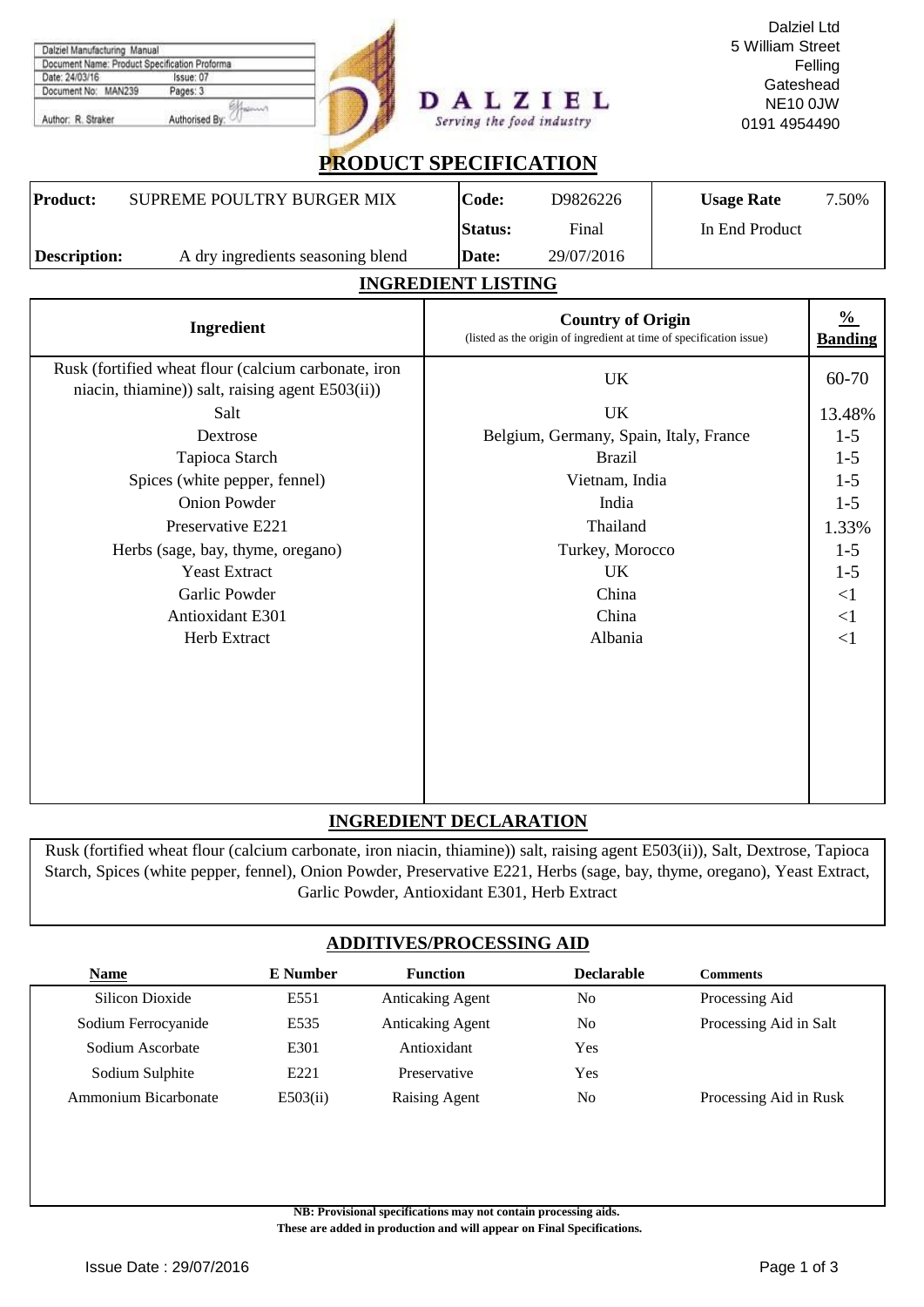| Dalziel Manufacturing Manual | |
|---|---|
| Document Name: Product Specification Proforma | |
| Date: 24/03/16 | Issue: 07 |
| Document No: MAN239 | Pages: 3 |
| Author: R. Straker | Authorised By: |

**DALZIEL**
*Serving the food industry*

Dalziel Ltd
5 William Street
Felling
Gateshead
NE10 0JW
0191 4954490

# PRODUCT SPECIFICATION

| **Product:** | SUPREME POULTRY BURGER MIX | **Code:** | D9826226 | **Usage Rate** | 7.50% |
|---|---|---|---|---|---|
| | | **Status:** | Final | In End Product | |
| **Description:** | A dry ingredients seasoning blend | **Date:** | 29/07/2016 | | |

## INGREDIENT LISTING

| Ingredient | Country of Origin (listed as the origin of ingredient at time of specification issue) | % Banding |
|---|---|---|
| Rusk (fortified wheat flour (calcium carbonate, iron niacin, thiamine)) salt, raising agent E503(ii)) | UK | 60-70 |
| Salt | UK | 13.48% |
| Dextrose | Belgium, Germany, Spain, Italy, France | 1-5 |
| Tapioca Starch | Brazil | 1-5 |
| Spices (white pepper, fennel) | Vietnam, India | 1-5 |
| Onion Powder | India | 1-5 |
| Preservative E221 | Thailand | 1.33% |
| Herbs (sage, bay, thyme, oregano) | Turkey, Morocco | 1-5 |
| Yeast Extract | UK | 1-5 |
| Garlic Powder | China | <1 |
| Antioxidant E301 | China | <1 |
| Herb Extract | Albania | <1 |

## INGREDIENT DECLARATION

Rusk (fortified wheat flour (calcium carbonate, iron niacin, thiamine)) salt, raising agent E503(ii)), Salt, Dextrose, Tapioca Starch, Spices (white pepper, fennel), Onion Powder, Preservative E221, Herbs (sage, bay, thyme, oregano), Yeast Extract, Garlic Powder, Antioxidant E301, Herb Extract

## ADDITIVES/PROCESSING AID

| Name | E Number | Function | Declarable | Comments |
|---|---|---|---|---|
| Silicon Dioxide | E551 | Anticaking Agent | No | Processing Aid |
| Sodium Ferrocyanide | E535 | Anticaking Agent | No | Processing Aid in Salt |
| Sodium Ascorbate | E301 | Antioxidant | Yes | |
| Sodium Sulphite | E221 | Preservative | Yes | |
| Ammonium Bicarbonate | E503(ii) | Raising Agent | No | Processing Aid in Rusk |

**NB: Provisional specifications may not contain processing aids.**
**These are added in production and will appear on Final Specifications.**

Issue Date : 29/07/2016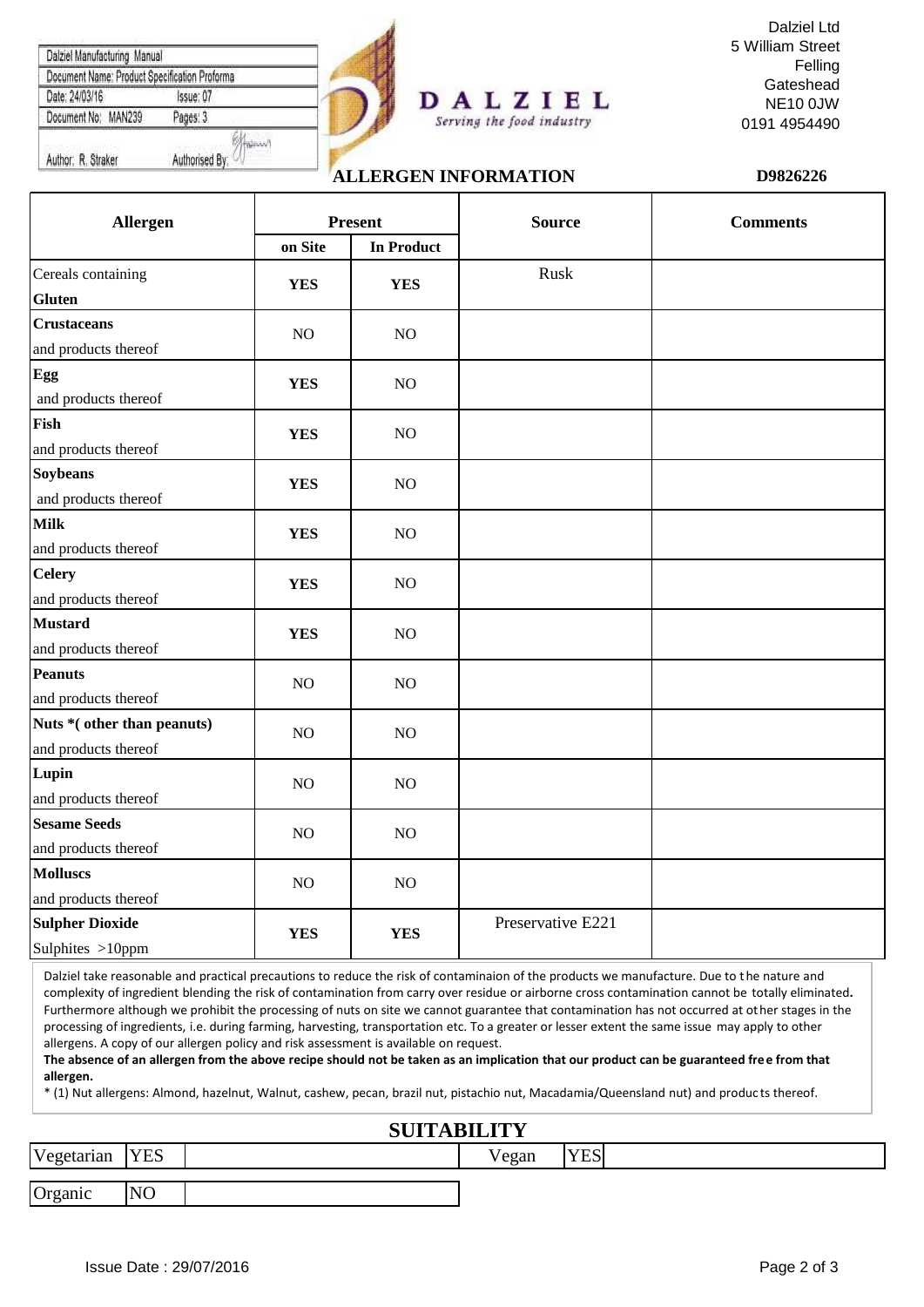| Dalziel Manufacturing Manual | |
|---|---|
| Document Name: Product Specification Proforma | |
| Date: 24/03/16 | Issue: 07 |
| Document No: MAN239 | Pages: 3 |
| Author: R. Straker | Authorised By: |

**DALZIEL**
*Serving the food industry*

Dalziel Ltd
5 William Street
Felling
Gateshead
NE10 0JW
0191 4954490

## ALLERGEN INFORMATION

**D9826226**

| Allergen | Present | | Source | Comments |
|---|---|---|---|---|
| | on Site | In Product | | |
| Cereals containing **Gluten** | **YES** | **YES** | Rusk | |
| **Crustaceans** and products thereof | NO | NO | | |
| **Egg** and products thereof | **YES** | NO | | |
| **Fish** and products thereof | **YES** | NO | | |
| **Soybeans** and products thereof | **YES** | NO | | |
| **Milk** and products thereof | **YES** | NO | | |
| **Celery** and products thereof | **YES** | NO | | |
| **Mustard** and products thereof | **YES** | NO | | |
| **Peanuts** and products thereof | NO | NO | | |
| **Nuts *( other than peanuts)** and products thereof | NO | NO | | |
| **Lupin** and products thereof | NO | NO | | |
| **Sesame Seeds** and products thereof | NO | NO | | |
| **Molluscs** and products thereof | NO | NO | | |
| **Sulpher Dioxide** Sulphites >10ppm | **YES** | **YES** | Preservative E221 | |

Dalziel take reasonable and practical precautions to reduce the risk of contaminaion of the products we manufacture. Due to the nature and complexity of ingredient blending the risk of contamination from carry over residue or airborne cross contamination cannot be totally eliminated. Furthermore although we prohibit the processing of nuts on site we cannot guarantee that contamination has not occurred at other stages in the processing of ingredients, i.e. during farming, harvesting, transportation etc. To a greater or lesser extent the same issue may apply to other allergens. A copy of our allergen policy and risk assessment is available on request.

**The absence of an allergen from the above recipe should not be taken as an implication that our product can be guaranteed free from that allergen.**

* (1) Nut allergens: Almond, hazelnut, Walnut, cashew, pecan, brazil nut, pistachio nut, Macadamia/Queensland nut) and products thereof.

## SUITABILITY

| Vegetarian | YES | | Vegan | YES | |
|---|---|---|---|---|---|
| Organic | NO | | | | |

Issue Date : 29/07/2016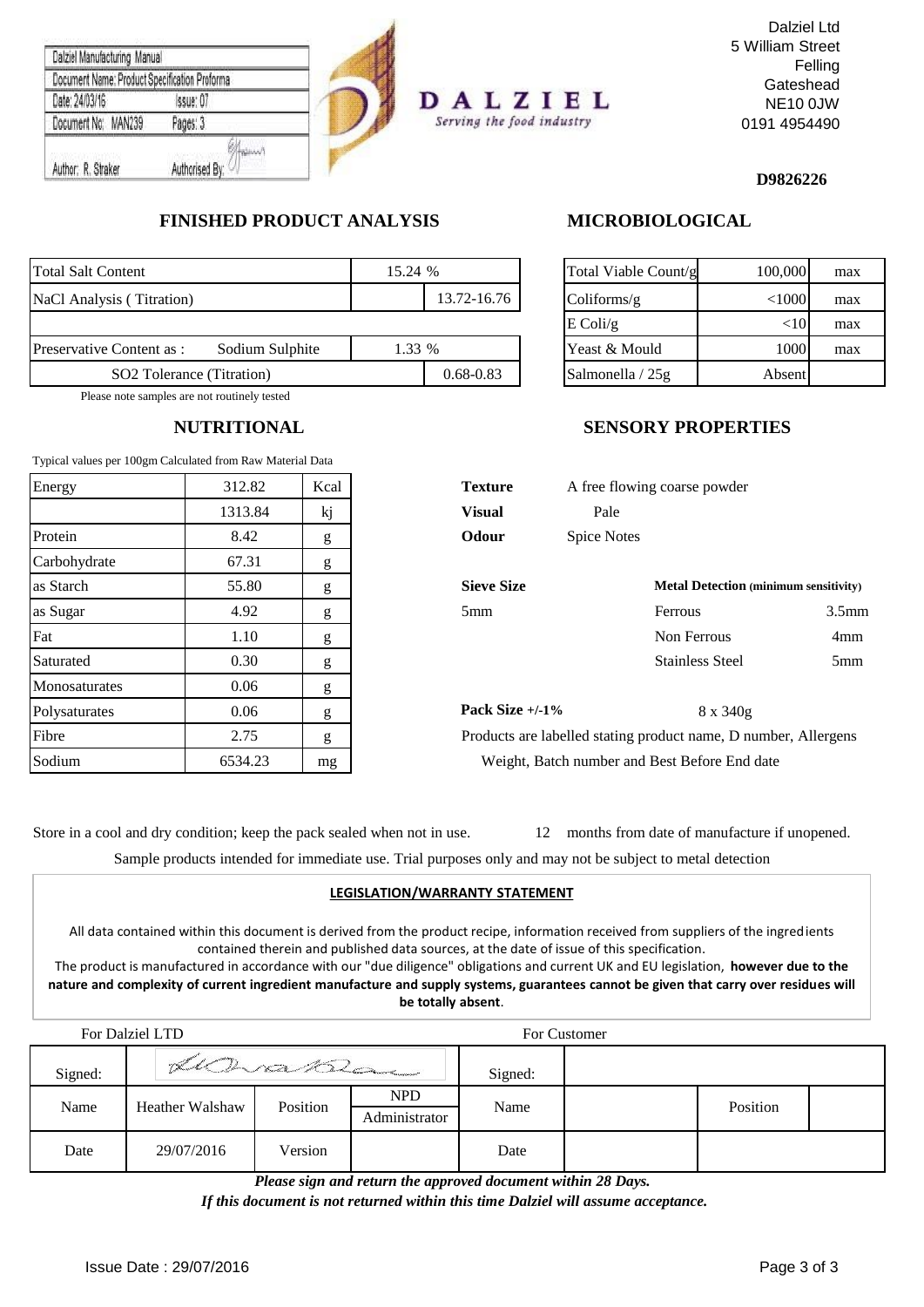| | |
|---|---|
| Dalziel Manufacturing Manual | |
| Document Name: Product Specification Proforma | |
| Date: 24/03/15 | Issue: 07 |
| Document No: MAN239 | Pages: 3 |
| Author: R. Straker | Authorised By: |

DALZIEL
Serving the food industry

Dalziel Ltd
5 William Street
Felling
Gateshead
NE10 0JW
0191 4954490

**D9826226**

## FINISHED PRODUCT ANALYSIS

| | | |
|---|---|---|
| Total Salt Content | 15.24 % | |
| NaCl Analysis ( Titration) | | 13.72-16.76 |
| | | |
| Preservative Content as : Sodium Sulphite | 1.33 % | |
| SO2 Tolerance (Titration) | | 0.68-0.83 |

Please note samples are not routinely tested

## MICROBIOLOGICAL

| | | |
|---|---|---|
| Total Viable Count/g | 100,000 | max |
| Coliforms/g | <1000 | max |
| E Coli/g | <10 | max |
| Yeast & Mould | 1000 | max |
| Salmonella / 25g | Absent | |

## NUTRITIONAL

Typical values per 100gm Calculated from Raw Material Data

| | | |
|---|---|---|
| Energy | 312.82 | Kcal |
| | 1313.84 | kj |
| Protein | 8.42 | g |
| Carbohydrate | 67.31 | g |
| as Starch | 55.80 | g |
| as Sugar | 4.92 | g |
| Fat | 1.10 | g |
| Saturated | 0.30 | g |
| Monosaturates | 0.06 | g |
| Polysaturates | 0.06 | g |
| Fibre | 2.75 | g |
| Sodium | 6534.23 | mg |

## SENSORY PROPERTIES

**Texture** A free flowing coarse powder

**Visual** Pale

**Odour** Spice Notes

**Sieve Size**
5mm

**Metal Detection** (minimum sensitivity)

| | |
|---|---|
| Ferrous | 3.5mm |
| Non Ferrous | 4mm |
| Stainless Steel | 5mm |

**Pack Size +/-1%** 8 x 340g

Products are labelled stating product name, D number, Allergens Weight, Batch number and Best Before End date

Store in a cool and dry condition; keep the pack sealed when not in use. 12 months from date of manufacture if unopened.

Sample products intended for immediate use. Trial purposes only and may not be subject to metal detection

**LEGISLATION/WARRANTY STATEMENT**

All data contained within this document is derived from the product recipe, information received from suppliers of the ingredients contained therein and published data sources, at the date of issue of this specification.
The product is manufactured in accordance with our "due diligence" obligations and current UK and EU legislation, **however due to the nature and complexity of current ingredient manufacture and supply systems, guarantees cannot be given that carry over residues will be totally absent**.

| For Dalziel LTD | | | | For Customer | | | |
|---|---|---|---|---|---|---|---|
| Signed: | | | | Signed: | | | |
| Name | Heather Walshaw | Position | NPD Administrator | Name | | Position | |
| Date | 29/07/2016 | Version | | Date | | | |

***Please sign and return the approved document within 28 Days.***

***If this document is not returned within this time Dalziel will assume acceptance.***

Issue Date : 29/07/2016